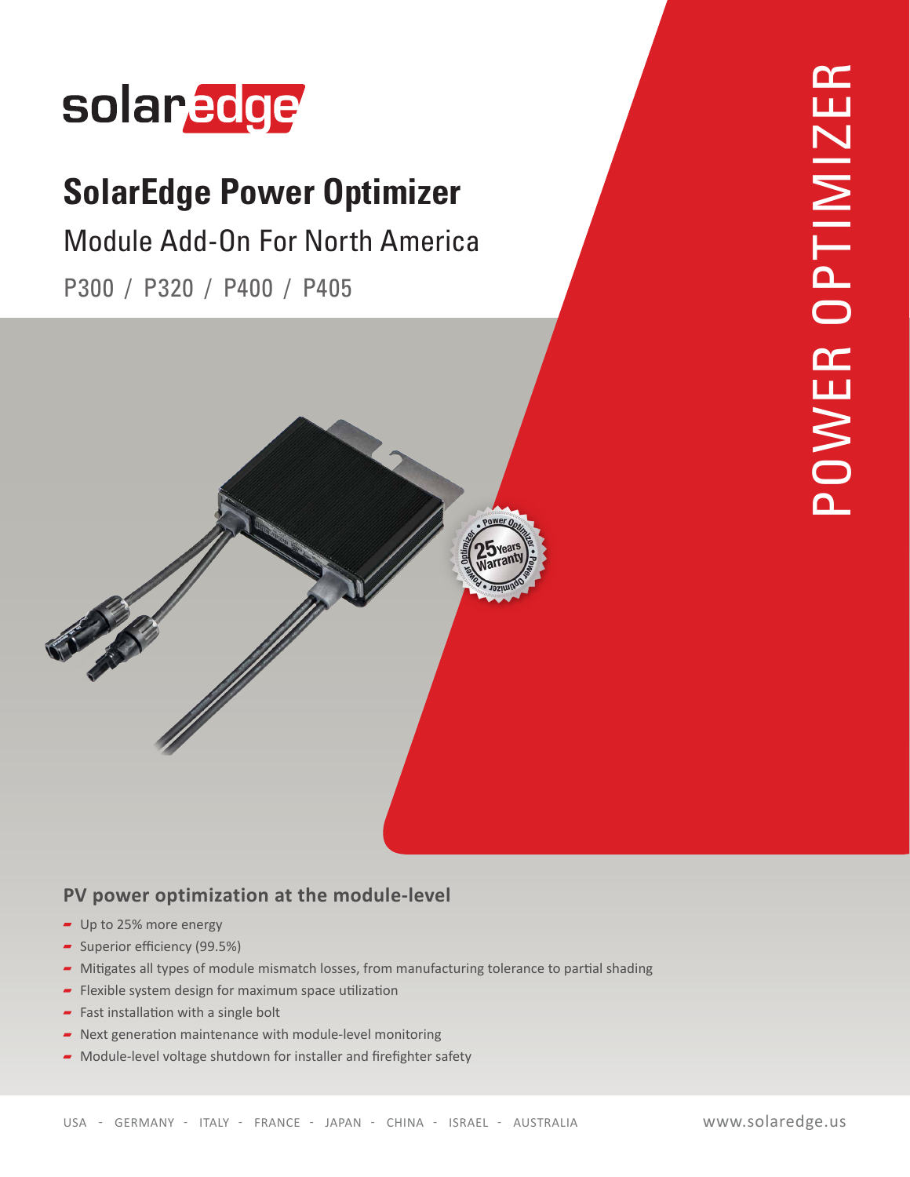solaredge

# SolarEdge Power Optimizer

## Module Add-On For North America

P300 / P320 / P400 / P405

POWER OPTIMIZER

### PV power optimization at the module-level

- Up to 25% more energy
- Superior efficiency (99.5%)
- Mitigates all types of module mismatch losses, from manufacturing tolerance to partial shading
- Flexible system design for maximum space utilization
- Fast installation with a single bolt
- Next generation maintenance with module-level monitoring
- Module-level voltage shutdown for installer and firefighter safety

USA - GERMANY - ITALY - FRANCE - JAPAN - CHINA - ISRAEL - AUSTRALIA

www.solaredge.us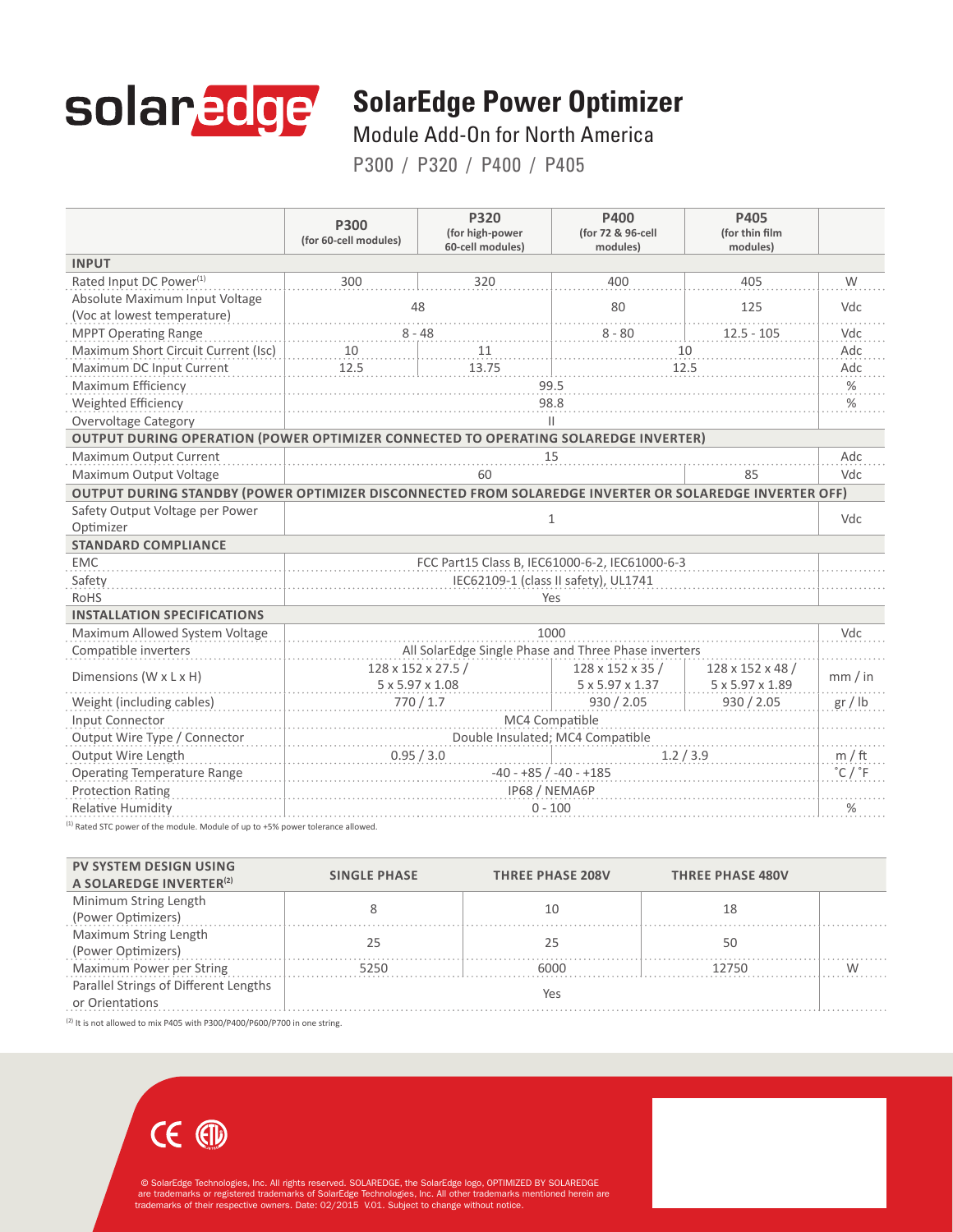# SolarEdge Power Optimizer

## Module Add-On for North America

P300 / P320 / P400 / P405

| | P300 (for 60-cell modules) | P320 (for high-power 60-cell modules) | P400 (for 72 & 96-cell modules) | P405 (for thin film modules) | |
|---|---|---|---|---|---|
| **INPUT** | | | | | |
| Rated Input DC Power[1] | 300 | 320 | 400 | 405 | W |
| Absolute Maximum Input Voltage (Voc at lowest temperature) | 48 | | 80 | 125 | Vdc |
| MPPT Operating Range | 8 - 48 | | 8 - 80 | 12.5 - 105 | Vdc |
| Maximum Short Circuit Current (Isc) | 10 | 11 | 10 | | Adc |
| Maximum DC Input Current | 12.5 | 13.75 | 12.5 | | Adc |
| Maximum Efficiency | 99.5 | | | | % |
| Weighted Efficiency | 98.8 | | | | % |
| Overvoltage Category | II | | | | |
| **OUTPUT DURING OPERATION (POWER OPTIMIZER CONNECTED TO OPERATING SOLAREDGE INVERTER)** | | | | | |
| Maximum Output Current | 15 | | | | Adc |
| Maximum Output Voltage | 60 | | | 85 | Vdc |
| **OUTPUT DURING STANDBY (POWER OPTIMIZER DISCONNECTED FROM SOLAREDGE INVERTER OR SOLAREDGE INVERTER OFF)** | | | | | |
| Safety Output Voltage per Power Optimizer | 1 | | | | Vdc |
| **STANDARD COMPLIANCE** | | | | | |
| EMC | FCC Part15 Class B, IEC61000-6-2, IEC61000-6-3 | | | | |
| Safety | IEC62109-1 (class II safety), UL1741 | | | | |
| RoHS | Yes | | | | |
| **INSTALLATION SPECIFICATIONS** | | | | | |
| Maximum Allowed System Voltage | 1000 | | | | Vdc |
| Compatible inverters | All SolarEdge Single Phase and Three Phase inverters | | | | |
| Dimensions (W x L x H) | 128 x 152 x 27.5 / 5 x 5.97 x 1.08 | | 128 x 152 x 35 / 5 x 5.97 x 1.37 | 128 x 152 x 48 / 5 x 5.97 x 1.89 | mm / in |
| Weight (including cables) | 770 / 1.7 | | 930 / 2.05 | 930 / 2.05 | gr / lb |
| Input Connector | MC4 Compatible | | | | |
| Output Wire Type / Connector | Double Insulated; MC4 Compatible | | | | |
| Output Wire Length | 0.95 / 3.0 | | 1.2 / 3.9 | | m / ft |
| Operating Temperature Range | -40 - +85 / -40 - +185 | | | | ˚C / ˚F |
| Protection Rating | IP68 / NEMA6P | | | | |
| Relative Humidity | 0 - 100 | | | | % |

[1] Rated STC power of the module. Module of up to +5% power tolerance allowed.

| PV SYSTEM DESIGN USING A SOLAREDGE INVERTER[2] | SINGLE PHASE | THREE PHASE 208V | THREE PHASE 480V | |
|---|---|---|---|---|
| Minimum String Length (Power Optimizers) | 8 | 10 | 18 | |
| Maximum String Length (Power Optimizers) | 25 | 25 | 50 | |
| Maximum Power per String | 5250 | 6000 | 12750 | W |
| Parallel Strings of Different Lengths or Orientations | Yes | | | |

[2] It is not allowed to mix P405 with P300/P400/P600/P700 in one string.

© SolarEdge Technologies, Inc. All rights reserved. SOLAREDGE, the SolarEdge logo, OPTIMIZED BY SOLAREDGE are trademarks or registered trademarks of SolarEdge Technologies, Inc. All other trademarks mentioned herein are trademarks of their respective owners. Date: 02/2015 V.01. Subject to change without notice.